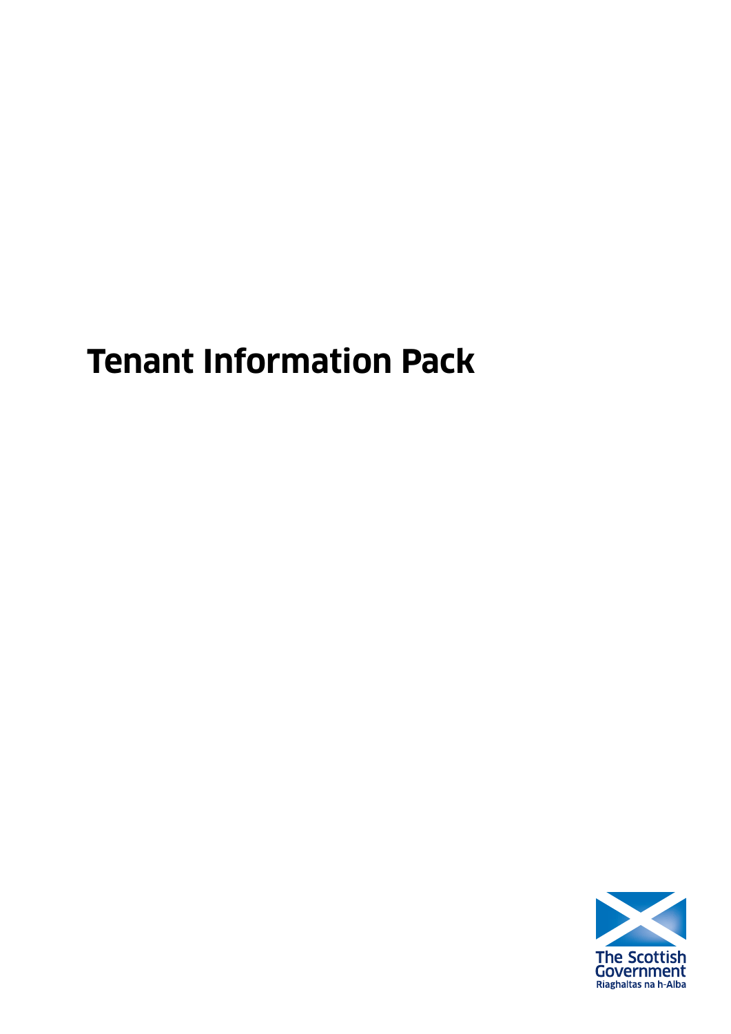# Tenant Information Pack

The Scottish Government
Riaghaltas na h-Alba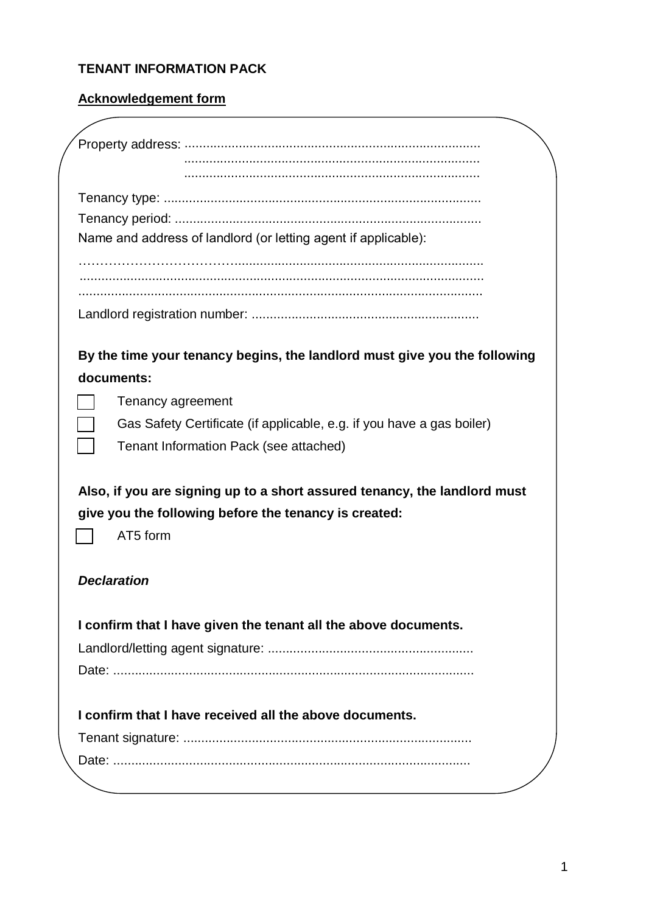**TENANT INFORMATION PACK**

**Acknowledgement form**

Property address: ..................................................................................
..................................................................................
..................................................................................

Tenancy type: ........................................................................................

Tenancy period: ....................................................................................

Name and address of landlord (or letting agent if applicable):

......................................................................................................
......................................................................................................
......................................................................................................

Landlord registration number: ..............................................................

**By the time your tenancy begins, the landlord must give you the following documents:**

- ☐ Tenancy agreement
- ☐ Gas Safety Certificate (if applicable, e.g. if you have a gas boiler)
- ☐ Tenant Information Pack (see attached)

**Also, if you are signing up to a short assured tenancy, the landlord must give you the following before the tenancy is created:**

- ☐ AT5 form

***Declaration***

**I confirm that I have given the tenant all the above documents.**

Landlord/letting agent signature: ........................................................

Date: ...................................................................................................

**I confirm that I have received all the above documents.**

Tenant signature: ................................................................................

Date: ...................................................................................................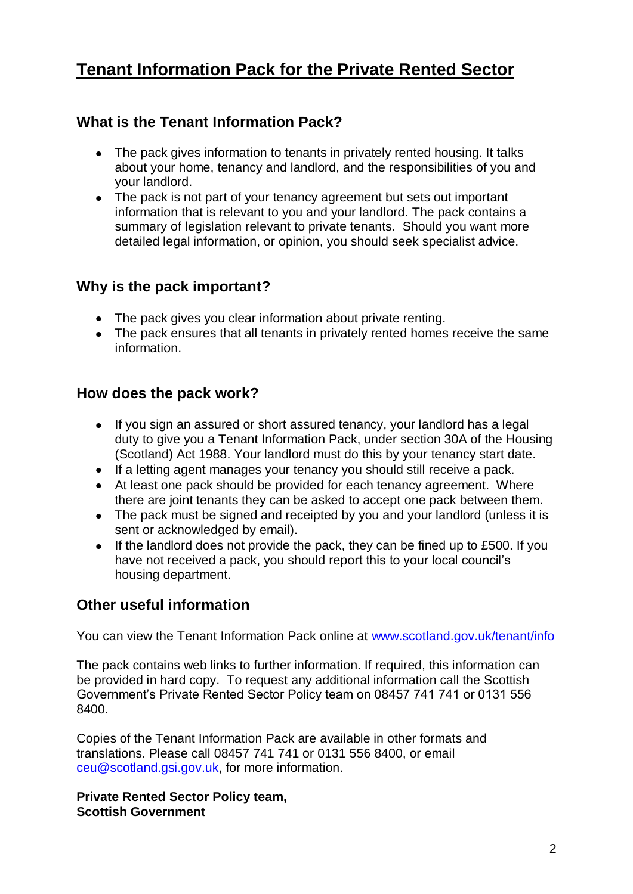# Tenant Information Pack for the Private Rented Sector

## What is the Tenant Information Pack?

- The pack gives information to tenants in privately rented housing. It talks about your home, tenancy and landlord, and the responsibilities of you and your landlord.
- The pack is not part of your tenancy agreement but sets out important information that is relevant to you and your landlord. The pack contains a summary of legislation relevant to private tenants. Should you want more detailed legal information, or opinion, you should seek specialist advice.

## Why is the pack important?

- The pack gives you clear information about private renting.
- The pack ensures that all tenants in privately rented homes receive the same information.

## How does the pack work?

- If you sign an assured or short assured tenancy, your landlord has a legal duty to give you a Tenant Information Pack, under section 30A of the Housing (Scotland) Act 1988. Your landlord must do this by your tenancy start date.
- If a letting agent manages your tenancy you should still receive a pack.
- At least one pack should be provided for each tenancy agreement. Where there are joint tenants they can be asked to accept one pack between them.
- The pack must be signed and receipted by you and your landlord (unless it is sent or acknowledged by email).
- If the landlord does not provide the pack, they can be fined up to £500. If you have not received a pack, you should report this to your local council's housing department.

## Other useful information

You can view the Tenant Information Pack online at www.scotland.gov.uk/tenant/info

The pack contains web links to further information. If required, this information can be provided in hard copy. To request any additional information call the Scottish Government's Private Rented Sector Policy team on 08457 741 741 or 0131 556 8400.

Copies of the Tenant Information Pack are available in other formats and translations. Please call 08457 741 741 or 0131 556 8400, or email ceu@scotland.gsi.gov.uk, for more information.

**Private Rented Sector Policy team,**
**Scottish Government**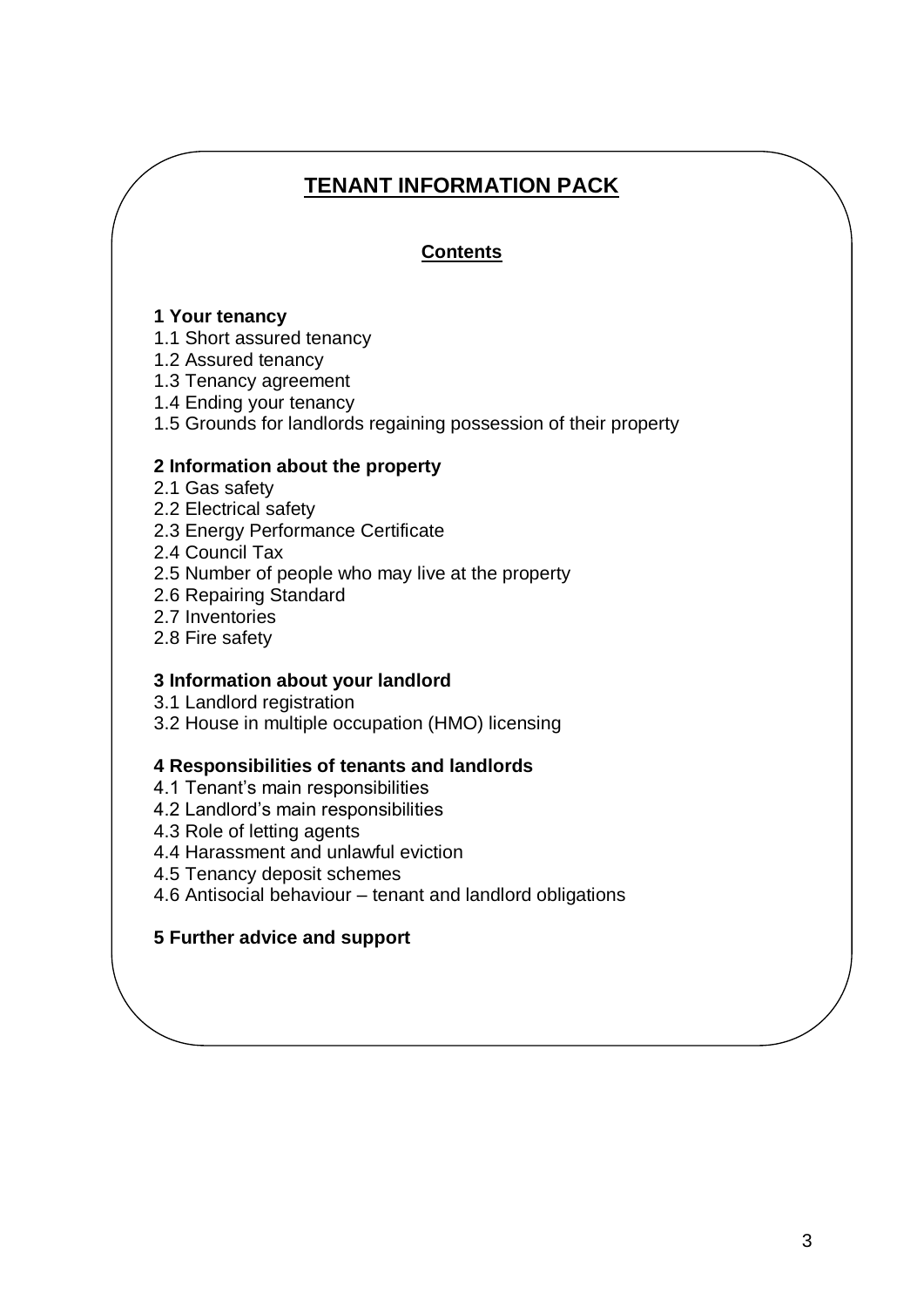# TENANT INFORMATION PACK

## Contents

**1 Your tenancy**

1.1 Short assured tenancy
1.2 Assured tenancy
1.3 Tenancy agreement
1.4 Ending your tenancy
1.5 Grounds for landlords regaining possession of their property

**2 Information about the property**

2.1 Gas safety
2.2 Electrical safety
2.3 Energy Performance Certificate
2.4 Council Tax
2.5 Number of people who may live at the property
2.6 Repairing Standard
2.7 Inventories
2.8 Fire safety

**3 Information about your landlord**

3.1 Landlord registration
3.2 House in multiple occupation (HMO) licensing

**4 Responsibilities of tenants and landlords**

4.1 Tenant's main responsibilities
4.2 Landlord's main responsibilities
4.3 Role of letting agents
4.4 Harassment and unlawful eviction
4.5 Tenancy deposit schemes
4.6 Antisocial behaviour – tenant and landlord obligations

**5 Further advice and support**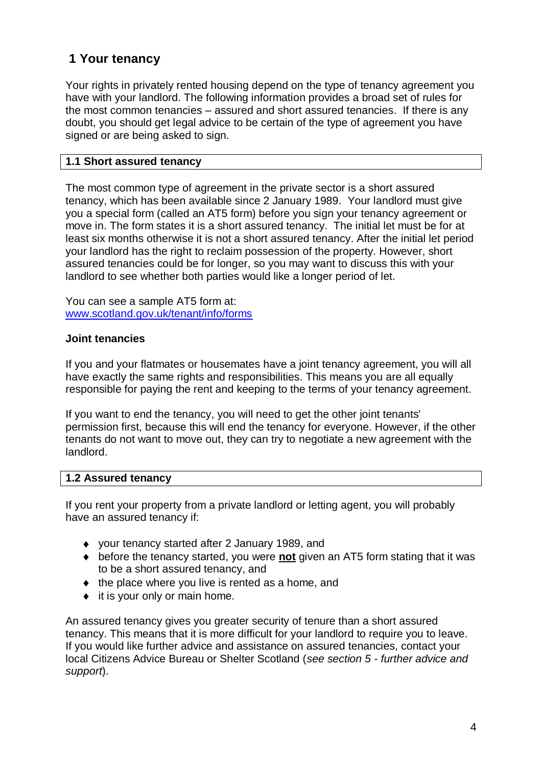# 1 Your tenancy

Your rights in privately rented housing depend on the type of tenancy agreement you have with your landlord. The following information provides a broad set of rules for the most common tenancies – assured and short assured tenancies. If there is any doubt, you should get legal advice to be certain of the type of agreement you have signed or are being asked to sign.

## 1.1 Short assured tenancy

The most common type of agreement in the private sector is a short assured tenancy, which has been available since 2 January 1989. Your landlord must give you a special form (called an AT5 form) before you sign your tenancy agreement or move in. The form states it is a short assured tenancy. The initial let must be for at least six months otherwise it is not a short assured tenancy. After the initial let period your landlord has the right to reclaim possession of the property. However, short assured tenancies could be for longer, so you may want to discuss this with your landlord to see whether both parties would like a longer period of let.

You can see a sample AT5 form at:
[www.scotland.gov.uk/tenant/info/forms](www.scotland.gov.uk/tenant/info/forms)

**Joint tenancies**

If you and your flatmates or housemates have a joint tenancy agreement, you will all have exactly the same rights and responsibilities. This means you are all equally responsible for paying the rent and keeping to the terms of your tenancy agreement.

If you want to end the tenancy, you will need to get the other joint tenants' permission first, because this will end the tenancy for everyone. However, if the other tenants do not want to move out, they can try to negotiate a new agreement with the landlord.

## 1.2 Assured tenancy

If you rent your property from a private landlord or letting agent, you will probably have an assured tenancy if:

- your tenancy started after 2 January 1989, and
- before the tenancy started, you were **not** given an AT5 form stating that it was to be a short assured tenancy, and
- the place where you live is rented as a home, and
- it is your only or main home.

An assured tenancy gives you greater security of tenure than a short assured tenancy. This means that it is more difficult for your landlord to require you to leave. If you would like further advice and assistance on assured tenancies, contact your local Citizens Advice Bureau or Shelter Scotland (*see section 5 - further advice and support*).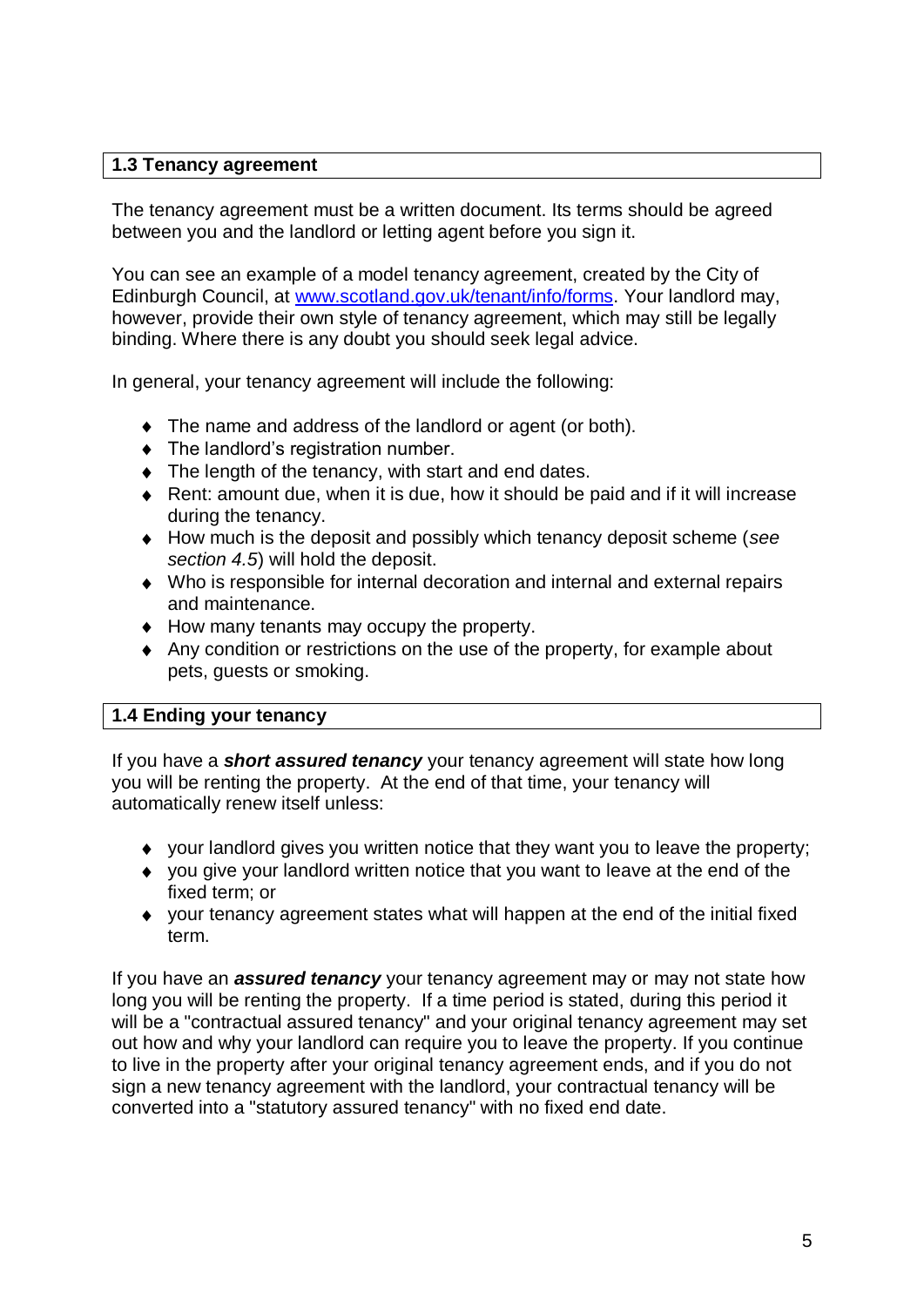## 1.3 Tenancy agreement

The tenancy agreement must be a written document. Its terms should be agreed between you and the landlord or letting agent before you sign it.

You can see an example of a model tenancy agreement, created by the City of Edinburgh Council, at [www.scotland.gov.uk/tenant/info/forms](http://www.scotland.gov.uk/tenant/info/forms). Your landlord may, however, provide their own style of tenancy agreement, which may still be legally binding. Where there is any doubt you should seek legal advice.

In general, your tenancy agreement will include the following:

- The name and address of the landlord or agent (or both).
- The landlord's registration number.
- The length of the tenancy, with start and end dates.
- Rent: amount due, when it is due, how it should be paid and if it will increase during the tenancy.
- How much is the deposit and possibly which tenancy deposit scheme (*see section 4.5*) will hold the deposit.
- Who is responsible for internal decoration and internal and external repairs and maintenance.
- How many tenants may occupy the property.
- Any condition or restrictions on the use of the property, for example about pets, guests or smoking.

## 1.4 Ending your tenancy

If you have a ***short assured tenancy*** your tenancy agreement will state how long you will be renting the property. At the end of that time, your tenancy will automatically renew itself unless:

- your landlord gives you written notice that they want you to leave the property;
- you give your landlord written notice that you want to leave at the end of the fixed term; or
- your tenancy agreement states what will happen at the end of the initial fixed term.

If you have an ***assured tenancy*** your tenancy agreement may or may not state how long you will be renting the property. If a time period is stated, during this period it will be a "contractual assured tenancy" and your original tenancy agreement may set out how and why your landlord can require you to leave the property. If you continue to live in the property after your original tenancy agreement ends, and if you do not sign a new tenancy agreement with the landlord, your contractual tenancy will be converted into a "statutory assured tenancy" with no fixed end date.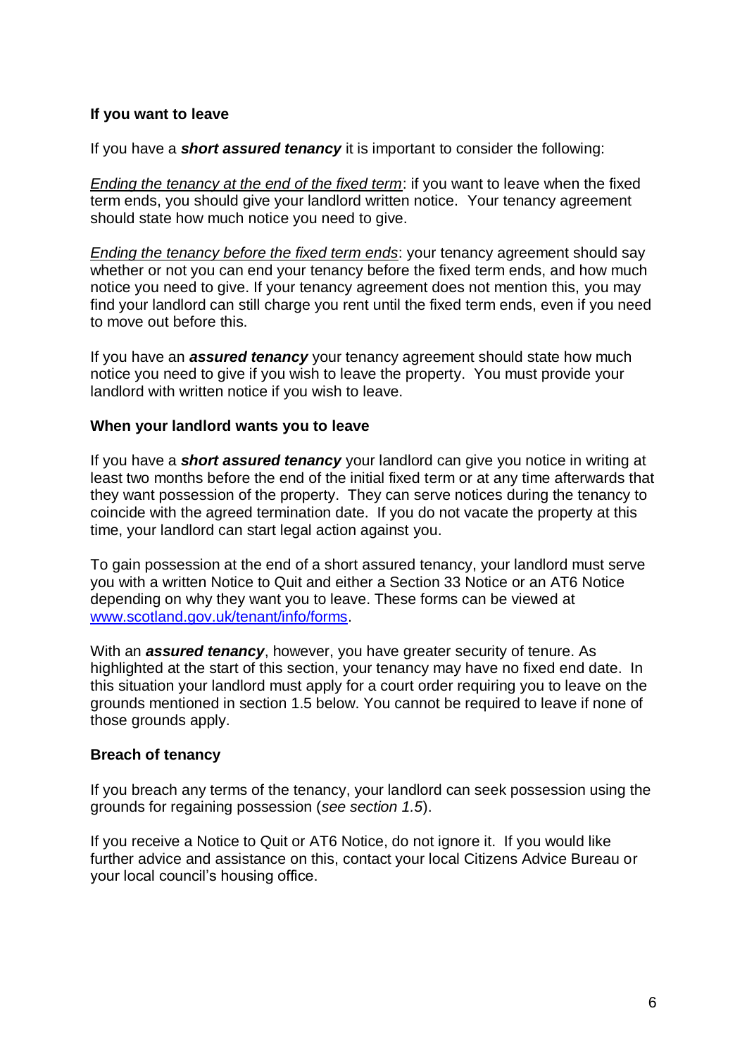**If you want to leave**

If you have a ***short assured tenancy*** it is important to consider the following:

*Ending the tenancy at the end of the fixed term*: if you want to leave when the fixed term ends, you should give your landlord written notice. Your tenancy agreement should state how much notice you need to give.

*Ending the tenancy before the fixed term ends*: your tenancy agreement should say whether or not you can end your tenancy before the fixed term ends, and how much notice you need to give. If your tenancy agreement does not mention this, you may find your landlord can still charge you rent until the fixed term ends, even if you need to move out before this.

If you have an ***assured tenancy*** your tenancy agreement should state how much notice you need to give if you wish to leave the property. You must provide your landlord with written notice if you wish to leave.

**When your landlord wants you to leave**

If you have a ***short assured tenancy*** your landlord can give you notice in writing at least two months before the end of the initial fixed term or at any time afterwards that they want possession of the property. They can serve notices during the tenancy to coincide with the agreed termination date. If you do not vacate the property at this time, your landlord can start legal action against you.

To gain possession at the end of a short assured tenancy, your landlord must serve you with a written Notice to Quit and either a Section 33 Notice or an AT6 Notice depending on why they want you to leave. These forms can be viewed at [www.scotland.gov.uk/tenant/info/forms](www.scotland.gov.uk/tenant/info/forms).

With an ***assured tenancy***, however, you have greater security of tenure. As highlighted at the start of this section, your tenancy may have no fixed end date. In this situation your landlord must apply for a court order requiring you to leave on the grounds mentioned in section 1.5 below. You cannot be required to leave if none of those grounds apply.

**Breach of tenancy**

If you breach any terms of the tenancy, your landlord can seek possession using the grounds for regaining possession (*see section 1.5*).

If you receive a Notice to Quit or AT6 Notice, do not ignore it. If you would like further advice and assistance on this, contact your local Citizens Advice Bureau or your local council's housing office.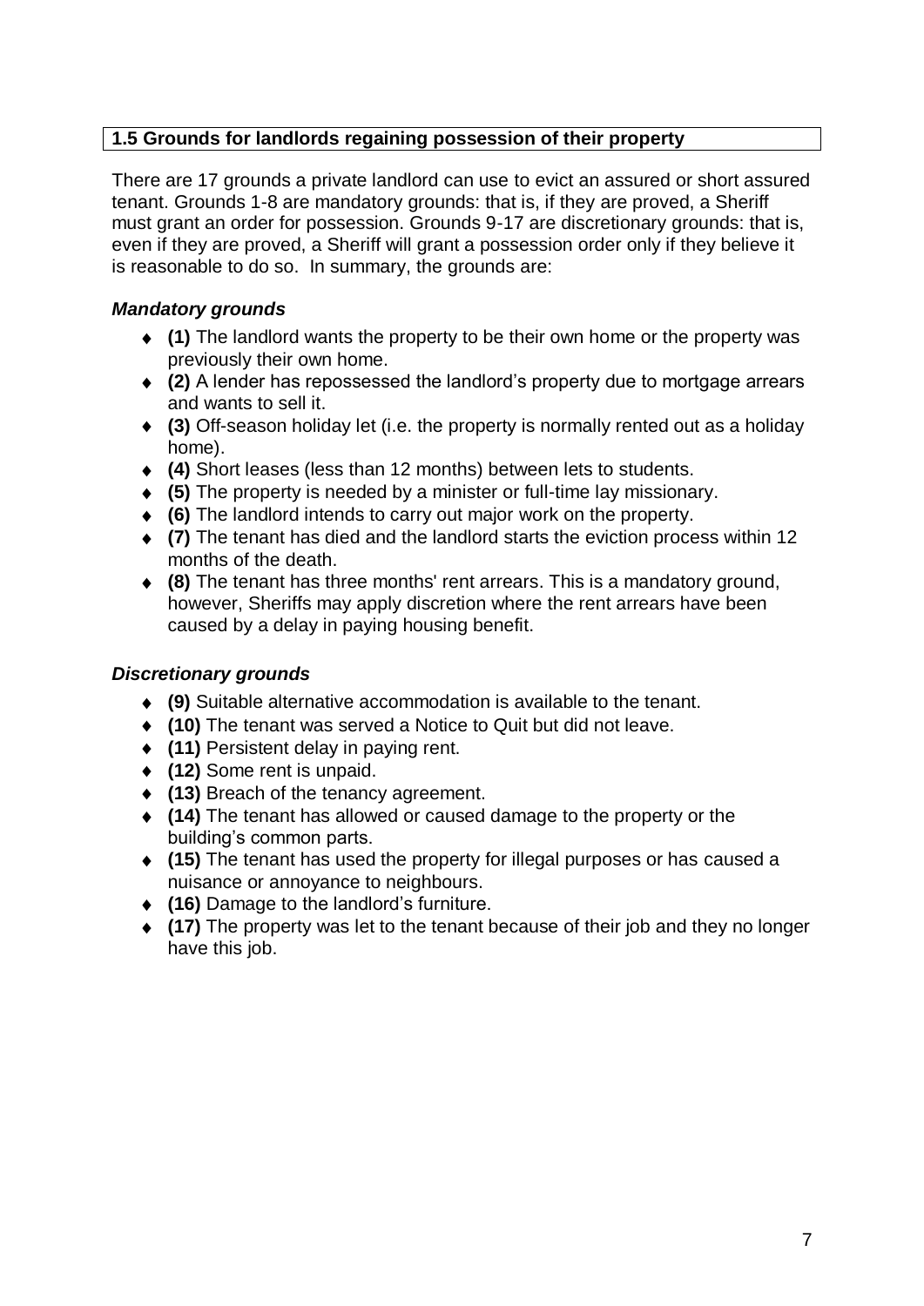## 1.5 Grounds for landlords regaining possession of their property

There are 17 grounds a private landlord can use to evict an assured or short assured tenant. Grounds 1-8 are mandatory grounds: that is, if they are proved, a Sheriff must grant an order for possession. Grounds 9-17 are discretionary grounds: that is, even if they are proved, a Sheriff will grant a possession order only if they believe it is reasonable to do so. In summary, the grounds are:

### *Mandatory grounds*

- **(1)** The landlord wants the property to be their own home or the property was previously their own home.
- **(2)** A lender has repossessed the landlord's property due to mortgage arrears and wants to sell it.
- **(3)** Off-season holiday let (i.e. the property is normally rented out as a holiday home).
- **(4)** Short leases (less than 12 months) between lets to students.
- **(5)** The property is needed by a minister or full-time lay missionary.
- **(6)** The landlord intends to carry out major work on the property.
- **(7)** The tenant has died and the landlord starts the eviction process within 12 months of the death.
- **(8)** The tenant has three months' rent arrears. This is a mandatory ground, however, Sheriffs may apply discretion where the rent arrears have been caused by a delay in paying housing benefit.

### *Discretionary grounds*

- **(9)** Suitable alternative accommodation is available to the tenant.
- **(10)** The tenant was served a Notice to Quit but did not leave.
- **(11)** Persistent delay in paying rent.
- **(12)** Some rent is unpaid.
- **(13)** Breach of the tenancy agreement.
- **(14)** The tenant has allowed or caused damage to the property or the building's common parts.
- **(15)** The tenant has used the property for illegal purposes or has caused a nuisance or annoyance to neighbours.
- **(16)** Damage to the landlord's furniture.
- **(17)** The property was let to the tenant because of their job and they no longer have this job.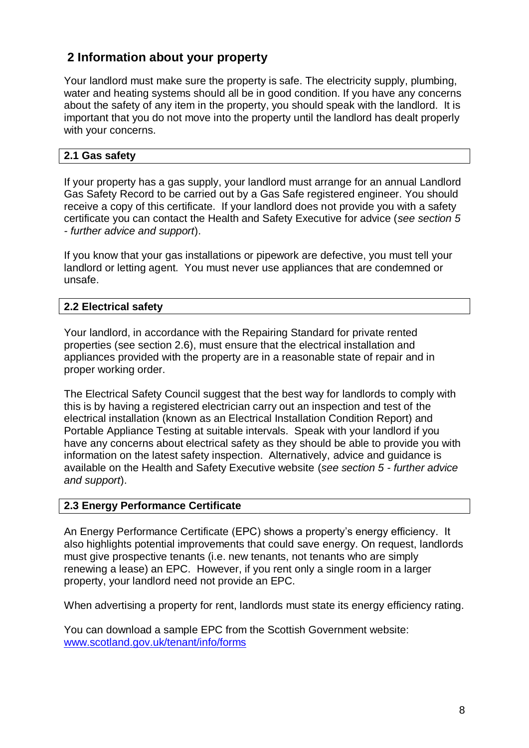## 2 Information about your property

Your landlord must make sure the property is safe. The electricity supply, plumbing, water and heating systems should all be in good condition. If you have any concerns about the safety of any item in the property, you should speak with the landlord. It is important that you do not move into the property until the landlord has dealt properly with your concerns.

### 2.1 Gas safety

If your property has a gas supply, your landlord must arrange for an annual Landlord Gas Safety Record to be carried out by a Gas Safe registered engineer. You should receive a copy of this certificate. If your landlord does not provide you with a safety certificate you can contact the Health and Safety Executive for advice (*see section 5 - further advice and support*).

If you know that your gas installations or pipework are defective, you must tell your landlord or letting agent. You must never use appliances that are condemned or unsafe.

### 2.2 Electrical safety

Your landlord, in accordance with the Repairing Standard for private rented properties (see section 2.6), must ensure that the electrical installation and appliances provided with the property are in a reasonable state of repair and in proper working order.

The Electrical Safety Council suggest that the best way for landlords to comply with this is by having a registered electrician carry out an inspection and test of the electrical installation (known as an Electrical Installation Condition Report) and Portable Appliance Testing at suitable intervals. Speak with your landlord if you have any concerns about electrical safety as they should be able to provide you with information on the latest safety inspection. Alternatively, advice and guidance is available on the Health and Safety Executive website (*see section 5 - further advice and support*).

### 2.3 Energy Performance Certificate

An Energy Performance Certificate (EPC) shows a property's energy efficiency. It also highlights potential improvements that could save energy. On request, landlords must give prospective tenants (i.e. new tenants, not tenants who are simply renewing a lease) an EPC. However, if you rent only a single room in a larger property, your landlord need not provide an EPC.

When advertising a property for rent, landlords must state its energy efficiency rating.

You can download a sample EPC from the Scottish Government website: [www.scotland.gov.uk/tenant/info/forms](www.scotland.gov.uk/tenant/info/forms)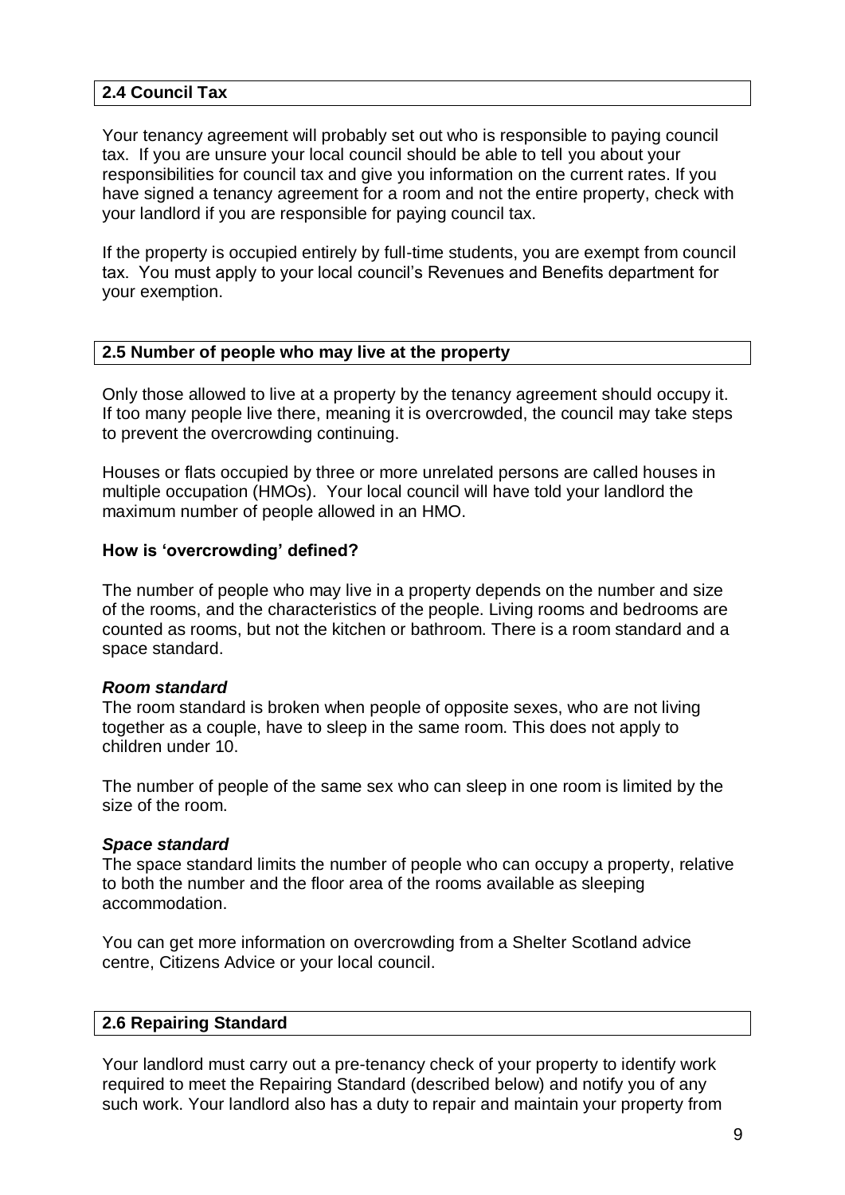## 2.4 Council Tax

Your tenancy agreement will probably set out who is responsible to paying council tax. If you are unsure your local council should be able to tell you about your responsibilities for council tax and give you information on the current rates. If you have signed a tenancy agreement for a room and not the entire property, check with your landlord if you are responsible for paying council tax.

If the property is occupied entirely by full-time students, you are exempt from council tax. You must apply to your local council's Revenues and Benefits department for your exemption.

## 2.5 Number of people who may live at the property

Only those allowed to live at a property by the tenancy agreement should occupy it. If too many people live there, meaning it is overcrowded, the council may take steps to prevent the overcrowding continuing.

Houses or flats occupied by three or more unrelated persons are called houses in multiple occupation (HMOs). Your local council will have told your landlord the maximum number of people allowed in an HMO.

### How is 'overcrowding' defined?

The number of people who may live in a property depends on the number and size of the rooms, and the characteristics of the people. Living rooms and bedrooms are counted as rooms, but not the kitchen or bathroom. There is a room standard and a space standard.

***Room standard***
The room standard is broken when people of opposite sexes, who are not living together as a couple, have to sleep in the same room. This does not apply to children under 10.

The number of people of the same sex who can sleep in one room is limited by the size of the room.

***Space standard***
The space standard limits the number of people who can occupy a property, relative to both the number and the floor area of the rooms available as sleeping accommodation.

You can get more information on overcrowding from a Shelter Scotland advice centre, Citizens Advice or your local council.

## 2.6 Repairing Standard

Your landlord must carry out a pre-tenancy check of your property to identify work required to meet the Repairing Standard (described below) and notify you of any such work. Your landlord also has a duty to repair and maintain your property from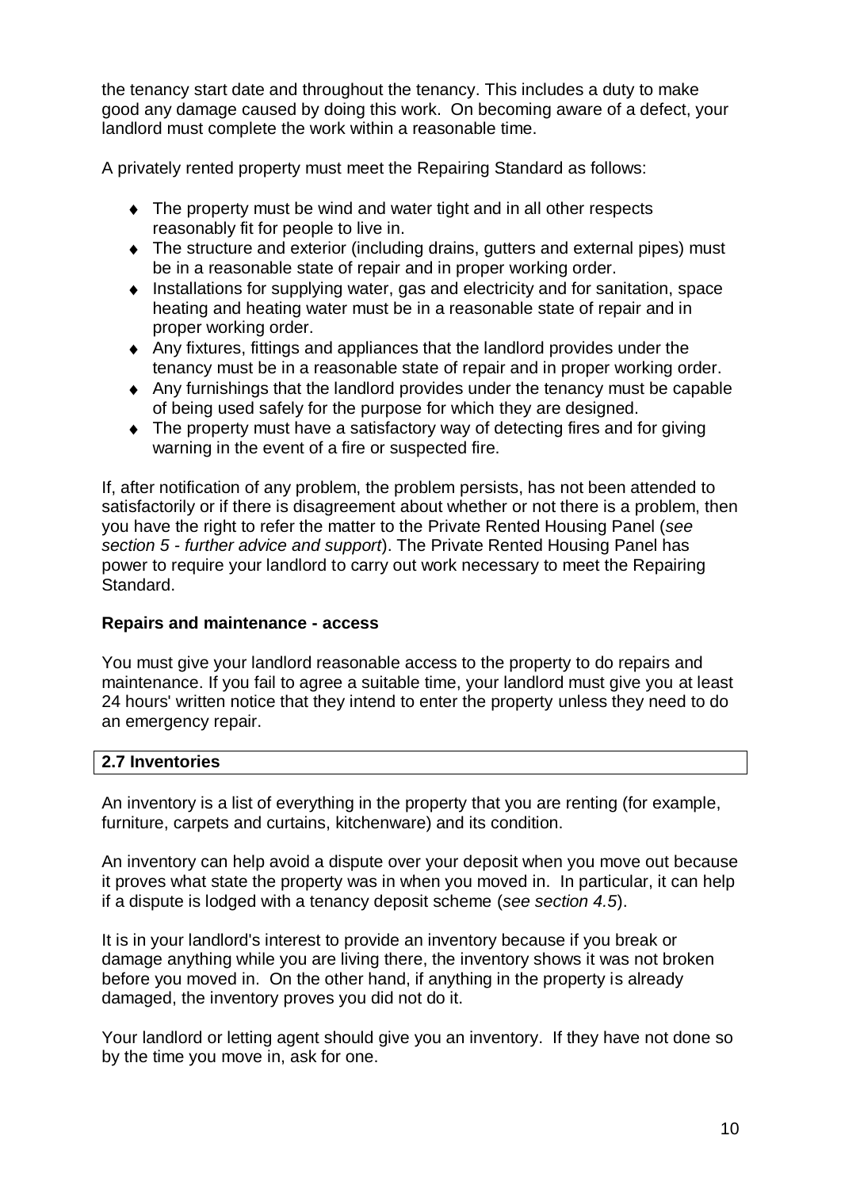the tenancy start date and throughout the tenancy. This includes a duty to make good any damage caused by doing this work. On becoming aware of a defect, your landlord must complete the work within a reasonable time.

A privately rented property must meet the Repairing Standard as follows:

- The property must be wind and water tight and in all other respects reasonably fit for people to live in.
- The structure and exterior (including drains, gutters and external pipes) must be in a reasonable state of repair and in proper working order.
- Installations for supplying water, gas and electricity and for sanitation, space heating and heating water must be in a reasonable state of repair and in proper working order.
- Any fixtures, fittings and appliances that the landlord provides under the tenancy must be in a reasonable state of repair and in proper working order.
- Any furnishings that the landlord provides under the tenancy must be capable of being used safely for the purpose for which they are designed.
- The property must have a satisfactory way of detecting fires and for giving warning in the event of a fire or suspected fire.

If, after notification of any problem, the problem persists, has not been attended to satisfactorily or if there is disagreement about whether or not there is a problem, then you have the right to refer the matter to the Private Rented Housing Panel (*see section 5 - further advice and support*). The Private Rented Housing Panel has power to require your landlord to carry out work necessary to meet the Repairing Standard.

**Repairs and maintenance - access**

You must give your landlord reasonable access to the property to do repairs and maintenance. If you fail to agree a suitable time, your landlord must give you at least 24 hours' written notice that they intend to enter the property unless they need to do an emergency repair.

## 2.7 Inventories

An inventory is a list of everything in the property that you are renting (for example, furniture, carpets and curtains, kitchenware) and its condition.

An inventory can help avoid a dispute over your deposit when you move out because it proves what state the property was in when you moved in. In particular, it can help if a dispute is lodged with a tenancy deposit scheme (*see section 4.5*).

It is in your landlord's interest to provide an inventory because if you break or damage anything while you are living there, the inventory shows it was not broken before you moved in. On the other hand, if anything in the property is already damaged, the inventory proves you did not do it.

Your landlord or letting agent should give you an inventory. If they have not done so by the time you move in, ask for one.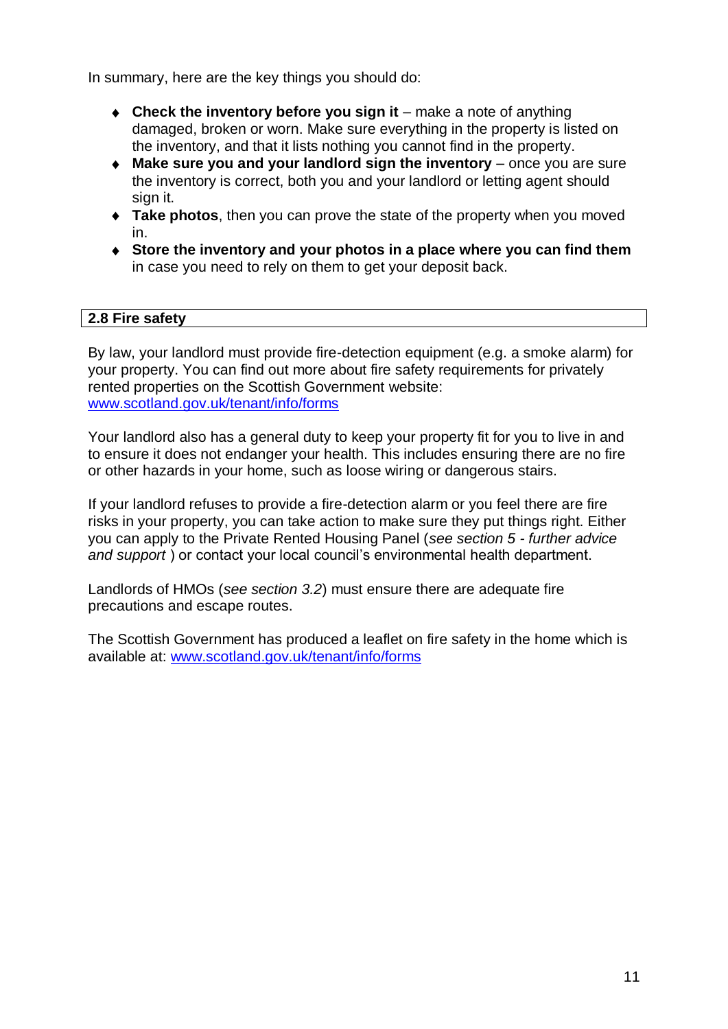In summary, here are the key things you should do:

- **Check the inventory before you sign it** – make a note of anything damaged, broken or worn. Make sure everything in the property is listed on the inventory, and that it lists nothing you cannot find in the property.
- **Make sure you and your landlord sign the inventory** – once you are sure the inventory is correct, both you and your landlord or letting agent should sign it.
- **Take photos**, then you can prove the state of the property when you moved in.
- **Store the inventory and your photos in a place where you can find them** in case you need to rely on them to get your deposit back.

## 2.8 Fire safety

By law, your landlord must provide fire-detection equipment (e.g. a smoke alarm) for your property. You can find out more about fire safety requirements for privately rented properties on the Scottish Government website: [www.scotland.gov.uk/tenant/info/forms](http://www.scotland.gov.uk/tenant/info/forms)

Your landlord also has a general duty to keep your property fit for you to live in and to ensure it does not endanger your health. This includes ensuring there are no fire or other hazards in your home, such as loose wiring or dangerous stairs.

If your landlord refuses to provide a fire-detection alarm or you feel there are fire risks in your property, you can take action to make sure they put things right. Either you can apply to the Private Rented Housing Panel (*see section 5 - further advice and support* ) or contact your local council's environmental health department.

Landlords of HMOs (*see section 3.2*) must ensure there are adequate fire precautions and escape routes.

The Scottish Government has produced a leaflet on fire safety in the home which is available at: [www.scotland.gov.uk/tenant/info/forms](http://www.scotland.gov.uk/tenant/info/forms)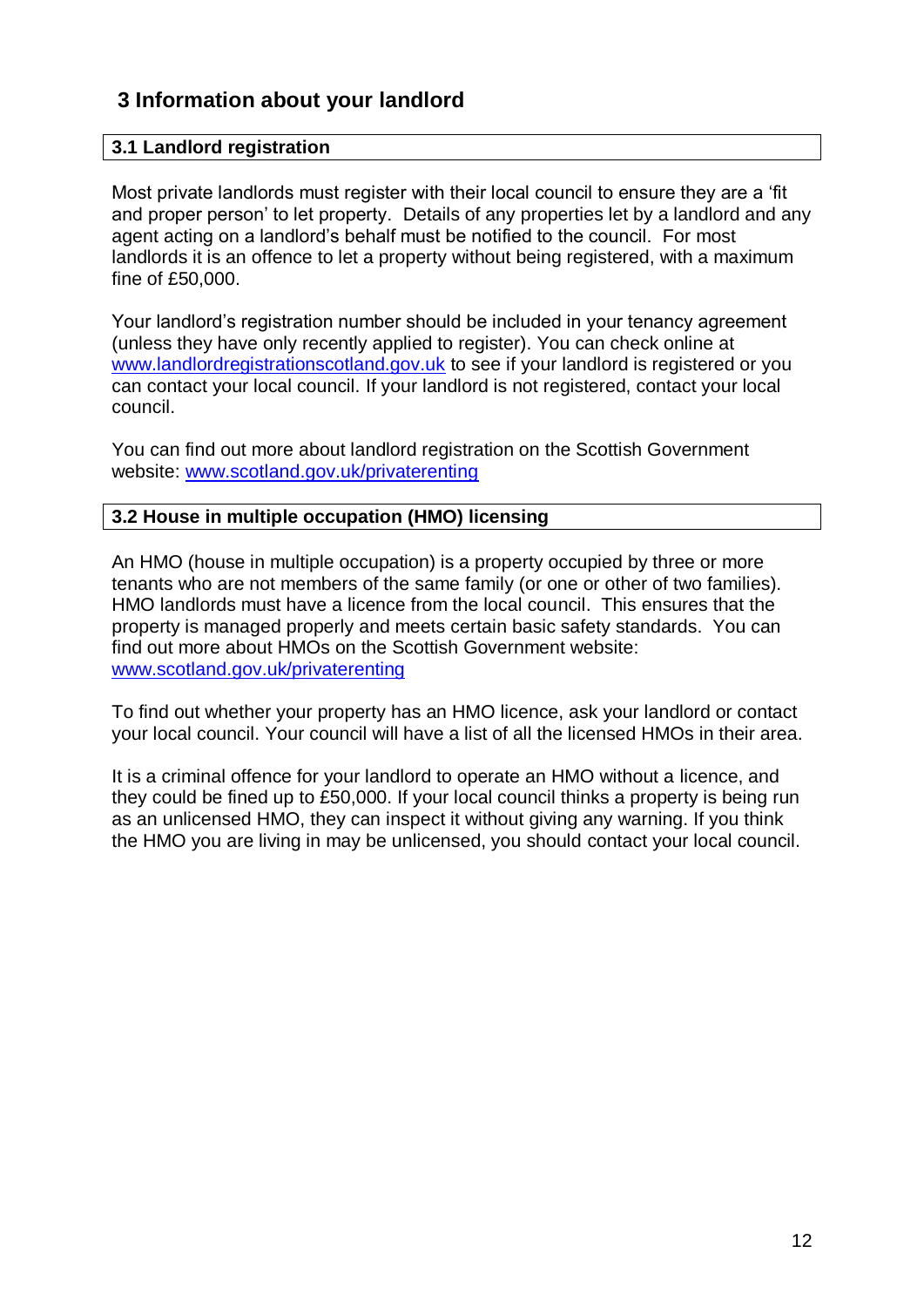## 3 Information about your landlord

### 3.1 Landlord registration

Most private landlords must register with their local council to ensure they are a 'fit and proper person' to let property. Details of any properties let by a landlord and any agent acting on a landlord's behalf must be notified to the council. For most landlords it is an offence to let a property without being registered, with a maximum fine of £50,000.

Your landlord's registration number should be included in your tenancy agreement (unless they have only recently applied to register). You can check online at [www.landlordregistrationscotland.gov.uk](http://www.landlordregistrationscotland.gov.uk) to see if your landlord is registered or you can contact your local council. If your landlord is not registered, contact your local council.

You can find out more about landlord registration on the Scottish Government website: [www.scotland.gov.uk/privaterenting](http://www.scotland.gov.uk/privaterenting)

### 3.2 House in multiple occupation (HMO) licensing

An HMO (house in multiple occupation) is a property occupied by three or more tenants who are not members of the same family (or one or other of two families). HMO landlords must have a licence from the local council. This ensures that the property is managed properly and meets certain basic safety standards. You can find out more about HMOs on the Scottish Government website: [www.scotland.gov.uk/privaterenting](http://www.scotland.gov.uk/privaterenting)

To find out whether your property has an HMO licence, ask your landlord or contact your local council. Your council will have a list of all the licensed HMOs in their area.

It is a criminal offence for your landlord to operate an HMO without a licence, and they could be fined up to £50,000. If your local council thinks a property is being run as an unlicensed HMO, they can inspect it without giving any warning. If you think the HMO you are living in may be unlicensed, you should contact your local council.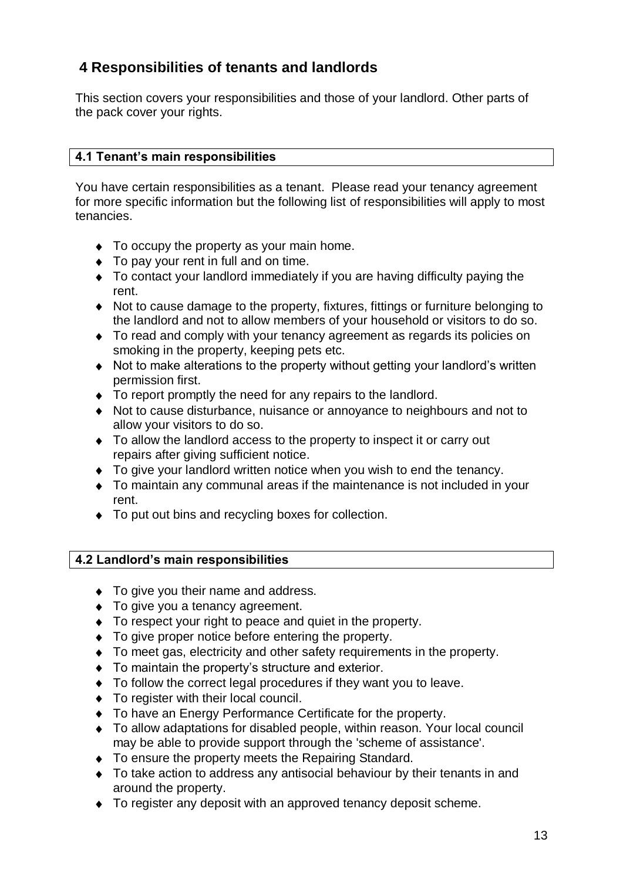## 4 Responsibilities of tenants and landlords

This section covers your responsibilities and those of your landlord. Other parts of the pack cover your rights.

### 4.1 Tenant's main responsibilities

You have certain responsibilities as a tenant. Please read your tenancy agreement for more specific information but the following list of responsibilities will apply to most tenancies.

- To occupy the property as your main home.
- To pay your rent in full and on time.
- To contact your landlord immediately if you are having difficulty paying the rent.
- Not to cause damage to the property, fixtures, fittings or furniture belonging to the landlord and not to allow members of your household or visitors to do so.
- To read and comply with your tenancy agreement as regards its policies on smoking in the property, keeping pets etc.
- Not to make alterations to the property without getting your landlord's written permission first.
- To report promptly the need for any repairs to the landlord.
- Not to cause disturbance, nuisance or annoyance to neighbours and not to allow your visitors to do so.
- To allow the landlord access to the property to inspect it or carry out repairs after giving sufficient notice.
- To give your landlord written notice when you wish to end the tenancy.
- To maintain any communal areas if the maintenance is not included in your rent.
- To put out bins and recycling boxes for collection.

### 4.2 Landlord's main responsibilities

- To give you their name and address.
- To give you a tenancy agreement.
- To respect your right to peace and quiet in the property.
- To give proper notice before entering the property.
- To meet gas, electricity and other safety requirements in the property.
- To maintain the property's structure and exterior.
- To follow the correct legal procedures if they want you to leave.
- To register with their local council.
- To have an Energy Performance Certificate for the property.
- To allow adaptations for disabled people, within reason. Your local council may be able to provide support through the 'scheme of assistance'.
- To ensure the property meets the Repairing Standard.
- To take action to address any antisocial behaviour by their tenants in and around the property.
- To register any deposit with an approved tenancy deposit scheme.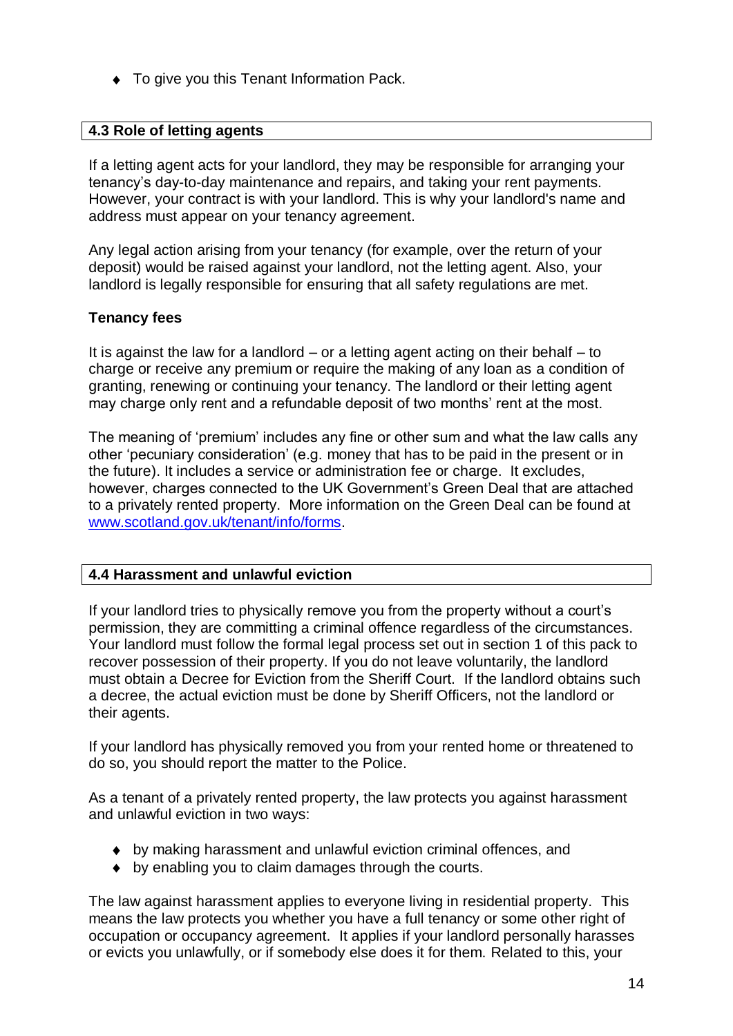- To give you this Tenant Information Pack.

## 4.3 Role of letting agents

If a letting agent acts for your landlord, they may be responsible for arranging your tenancy's day-to-day maintenance and repairs, and taking your rent payments. However, your contract is with your landlord. This is why your landlord's name and address must appear on your tenancy agreement.

Any legal action arising from your tenancy (for example, over the return of your deposit) would be raised against your landlord, not the letting agent. Also, your landlord is legally responsible for ensuring that all safety regulations are met.

**Tenancy fees**

It is against the law for a landlord – or a letting agent acting on their behalf – to charge or receive any premium or require the making of any loan as a condition of granting, renewing or continuing your tenancy. The landlord or their letting agent may charge only rent and a refundable deposit of two months' rent at the most.

The meaning of 'premium' includes any fine or other sum and what the law calls any other 'pecuniary consideration' (e.g. money that has to be paid in the present or in the future). It includes a service or administration fee or charge. It excludes, however, charges connected to the UK Government's Green Deal that are attached to a privately rented property. More information on the Green Deal can be found at [www.scotland.gov.uk/tenant/info/forms](www.scotland.gov.uk/tenant/info/forms).

## 4.4 Harassment and unlawful eviction

If your landlord tries to physically remove you from the property without a court's permission, they are committing a criminal offence regardless of the circumstances. Your landlord must follow the formal legal process set out in section 1 of this pack to recover possession of their property. If you do not leave voluntarily, the landlord must obtain a Decree for Eviction from the Sheriff Court. If the landlord obtains such a decree, the actual eviction must be done by Sheriff Officers, not the landlord or their agents.

If your landlord has physically removed you from your rented home or threatened to do so, you should report the matter to the Police.

As a tenant of a privately rented property, the law protects you against harassment and unlawful eviction in two ways:

- by making harassment and unlawful eviction criminal offences, and
- by enabling you to claim damages through the courts.

The law against harassment applies to everyone living in residential property. This means the law protects you whether you have a full tenancy or some other right of occupation or occupancy agreement. It applies if your landlord personally harasses or evicts you unlawfully, or if somebody else does it for them. Related to this, your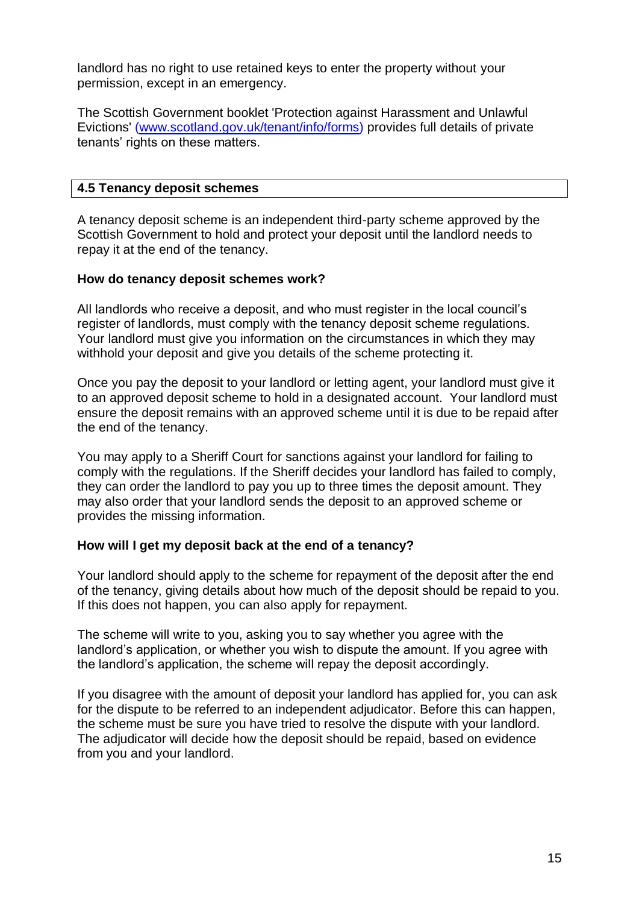landlord has no right to use retained keys to enter the property without your permission, except in an emergency.

The Scottish Government booklet 'Protection against Harassment and Unlawful Evictions' [(www.scotland.gov.uk/tenant/info/forms)](http://www.scotland.gov.uk/tenant/info/forms) provides full details of private tenants' rights on these matters.

## 4.5 Tenancy deposit schemes

A tenancy deposit scheme is an independent third-party scheme approved by the Scottish Government to hold and protect your deposit until the landlord needs to repay it at the end of the tenancy.

### How do tenancy deposit schemes work?

All landlords who receive a deposit, and who must register in the local council's register of landlords, must comply with the tenancy deposit scheme regulations. Your landlord must give you information on the circumstances in which they may withhold your deposit and give you details of the scheme protecting it.

Once you pay the deposit to your landlord or letting agent, your landlord must give it to an approved deposit scheme to hold in a designated account. Your landlord must ensure the deposit remains with an approved scheme until it is due to be repaid after the end of the tenancy.

You may apply to a Sheriff Court for sanctions against your landlord for failing to comply with the regulations. If the Sheriff decides your landlord has failed to comply, they can order the landlord to pay you up to three times the deposit amount. They may also order that your landlord sends the deposit to an approved scheme or provides the missing information.

### How will I get my deposit back at the end of a tenancy?

Your landlord should apply to the scheme for repayment of the deposit after the end of the tenancy, giving details about how much of the deposit should be repaid to you. If this does not happen, you can also apply for repayment.

The scheme will write to you, asking you to say whether you agree with the landlord's application, or whether you wish to dispute the amount. If you agree with the landlord's application, the scheme will repay the deposit accordingly.

If you disagree with the amount of deposit your landlord has applied for, you can ask for the dispute to be referred to an independent adjudicator. Before this can happen, the scheme must be sure you have tried to resolve the dispute with your landlord. The adjudicator will decide how the deposit should be repaid, based on evidence from you and your landlord.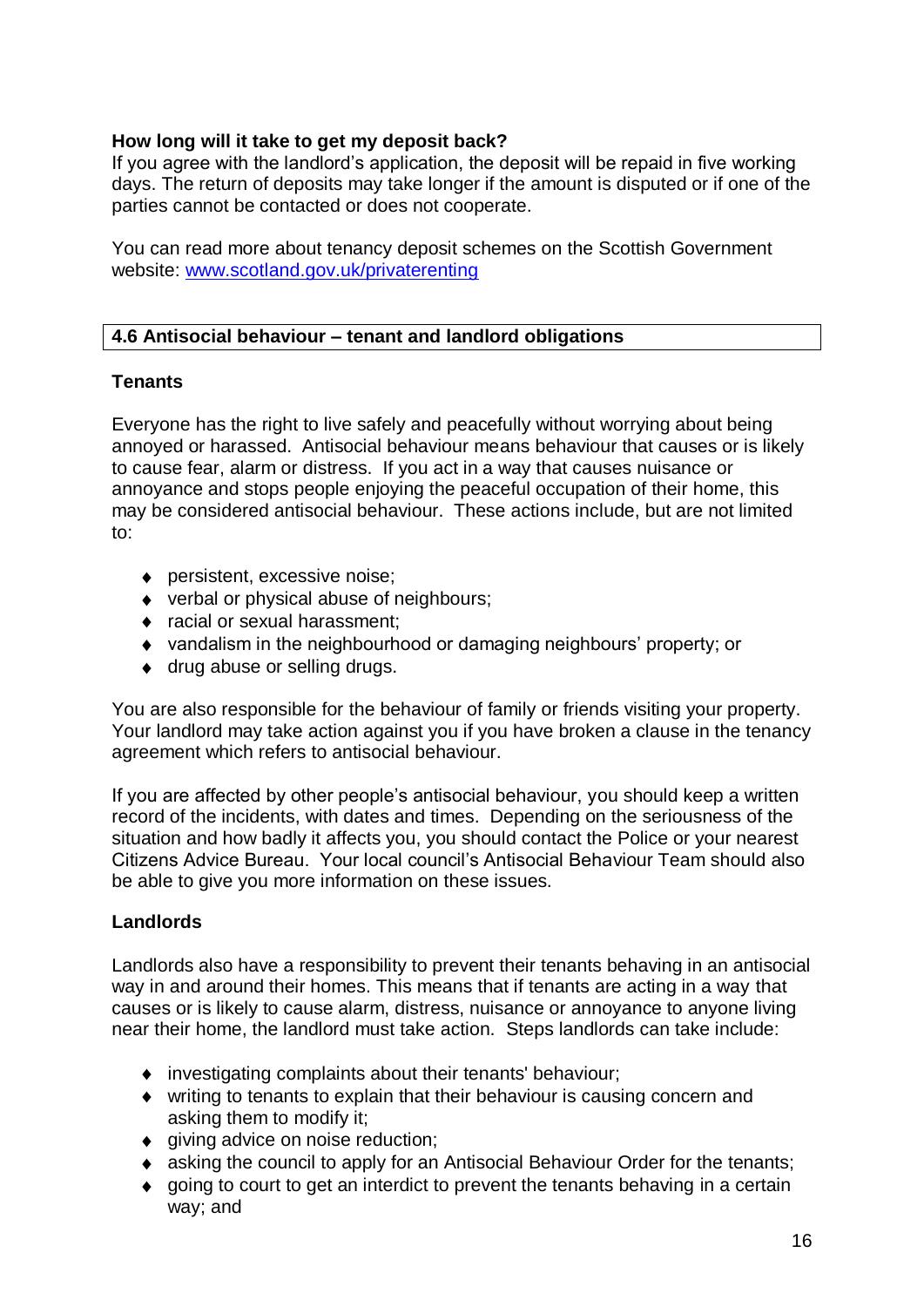**How long will it take to get my deposit back?**

If you agree with the landlord's application, the deposit will be repaid in five working days. The return of deposits may take longer if the amount is disputed or if one of the parties cannot be contacted or does not cooperate.

You can read more about tenancy deposit schemes on the Scottish Government website: [www.scotland.gov.uk/privaterenting](http://www.scotland.gov.uk/privaterenting)

## 4.6 Antisocial behaviour – tenant and landlord obligations

**Tenants**

Everyone has the right to live safely and peacefully without worrying about being annoyed or harassed. Antisocial behaviour means behaviour that causes or is likely to cause fear, alarm or distress. If you act in a way that causes nuisance or annoyance and stops people enjoying the peaceful occupation of their home, this may be considered antisocial behaviour. These actions include, but are not limited to:

- persistent, excessive noise;
- verbal or physical abuse of neighbours;
- racial or sexual harassment;
- vandalism in the neighbourhood or damaging neighbours' property; or
- drug abuse or selling drugs.

You are also responsible for the behaviour of family or friends visiting your property. Your landlord may take action against you if you have broken a clause in the tenancy agreement which refers to antisocial behaviour.

If you are affected by other people's antisocial behaviour, you should keep a written record of the incidents, with dates and times. Depending on the seriousness of the situation and how badly it affects you, you should contact the Police or your nearest Citizens Advice Bureau. Your local council's Antisocial Behaviour Team should also be able to give you more information on these issues.

**Landlords**

Landlords also have a responsibility to prevent their tenants behaving in an antisocial way in and around their homes. This means that if tenants are acting in a way that causes or is likely to cause alarm, distress, nuisance or annoyance to anyone living near their home, the landlord must take action. Steps landlords can take include:

- investigating complaints about their tenants' behaviour;
- writing to tenants to explain that their behaviour is causing concern and asking them to modify it;
- giving advice on noise reduction;
- asking the council to apply for an Antisocial Behaviour Order for the tenants;
- going to court to get an interdict to prevent the tenants behaving in a certain way; and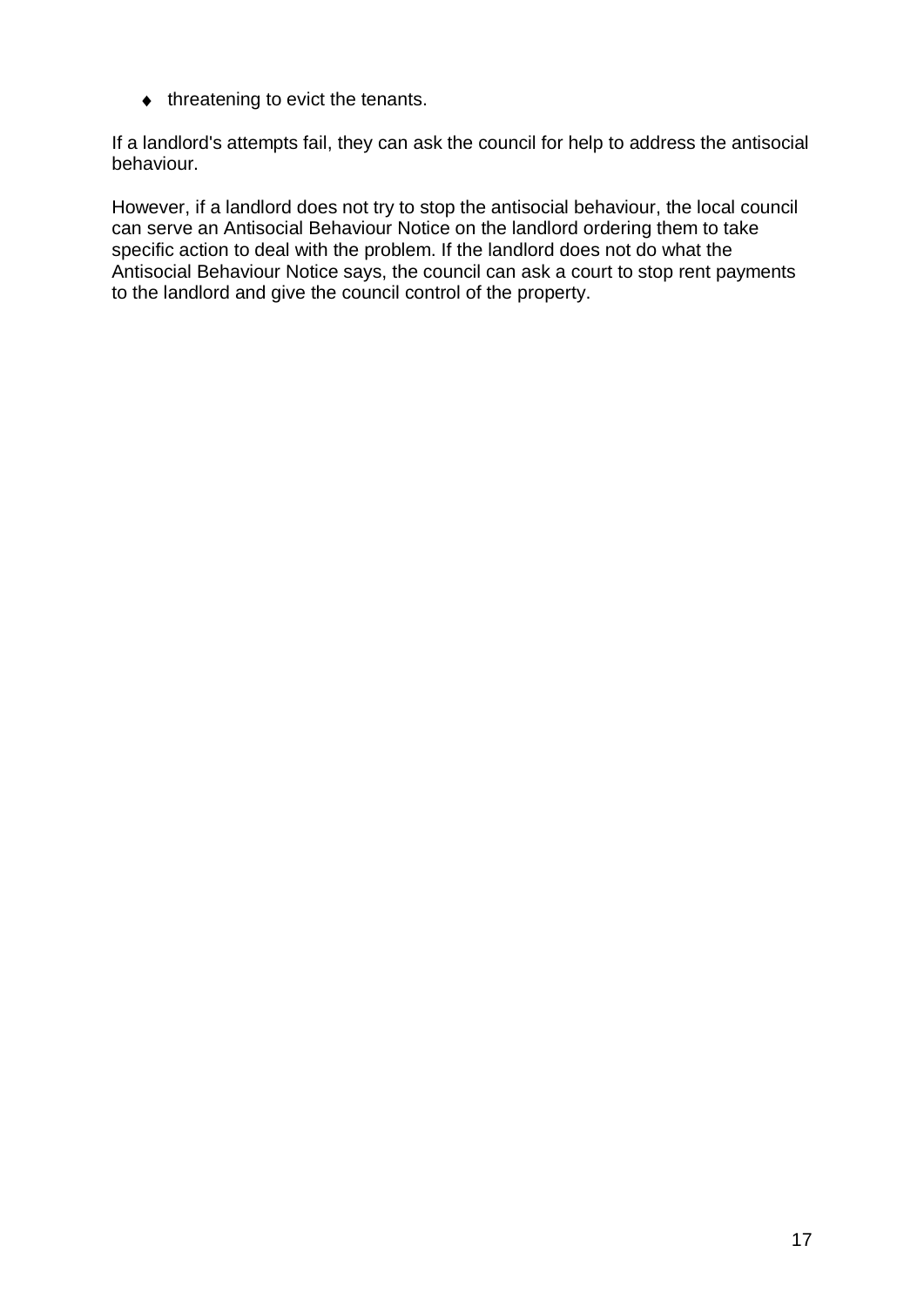- threatening to evict the tenants.

If a landlord's attempts fail, they can ask the council for help to address the antisocial behaviour.

However, if a landlord does not try to stop the antisocial behaviour, the local council can serve an Antisocial Behaviour Notice on the landlord ordering them to take specific action to deal with the problem. If the landlord does not do what the Antisocial Behaviour Notice says, the council can ask a court to stop rent payments to the landlord and give the council control of the property.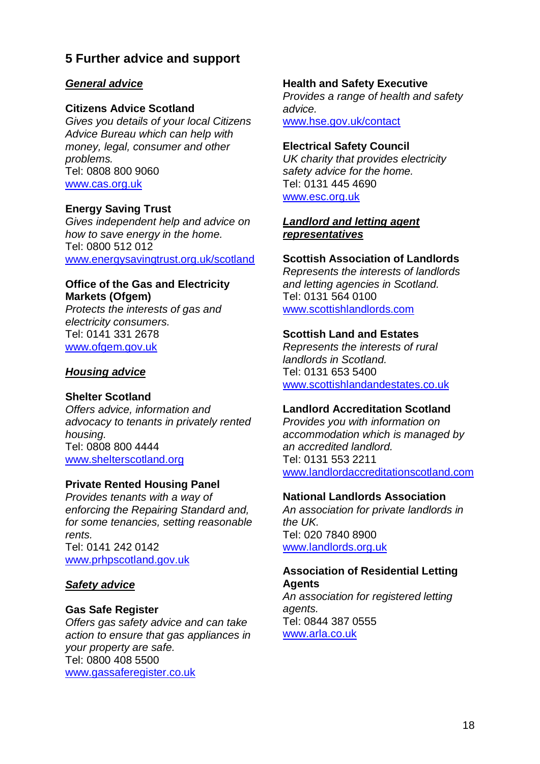## 5 Further advice and support

### ***General advice***

**Citizens Advice Scotland**
*Gives you details of your local Citizens Advice Bureau which can help with money, legal, consumer and other problems.*
Tel: 0808 800 9060
www.cas.org.uk

**Energy Saving Trust**
*Gives independent help and advice on how to save energy in the home.*
Tel: 0800 512 012
www.energysavingtrust.org.uk/scotland

**Office of the Gas and Electricity Markets (Ofgem)**
*Protects the interests of gas and electricity consumers.*
Tel: 0141 331 2678
www.ofgem.gov.uk

### ***Housing advice***

**Shelter Scotland**
*Offers advice, information and advocacy to tenants in privately rented housing.*
Tel: 0808 800 4444
www.shelterscotland.org

**Private Rented Housing Panel**
*Provides tenants with a way of enforcing the Repairing Standard and, for some tenancies, setting reasonable rents.*
Tel: 0141 242 0142
www.prhpscotland.gov.uk

### ***Safety advice***

**Gas Safe Register**
*Offers gas safety advice and can take action to ensure that gas appliances in your property are safe.*
Tel: 0800 408 5500
www.gassaferegister.co.uk

**Health and Safety Executive**
*Provides a range of health and safety advice.*
www.hse.gov.uk/contact

**Electrical Safety Council**
*UK charity that provides electricity safety advice for the home.*
Tel: 0131 445 4690
www.esc.org.uk

### ***Landlord and letting agent representatives***

**Scottish Association of Landlords**
*Represents the interests of landlords and letting agencies in Scotland.*
Tel: 0131 564 0100
www.scottishlandlords.com

**Scottish Land and Estates**
*Represents the interests of rural landlords in Scotland.*
Tel: 0131 653 5400
www.scottishlandandestates.co.uk

**Landlord Accreditation Scotland**
*Provides you with information on accommodation which is managed by an accredited landlord.*
Tel: 0131 553 2211
www.landlordaccreditationscotland.com

**National Landlords Association**
*An association for private landlords in the UK.*
Tel: 020 7840 8900
www.landlords.org.uk

**Association of Residential Letting Agents**
*An association for registered letting agents.*
Tel: 0844 387 0555
www.arla.co.uk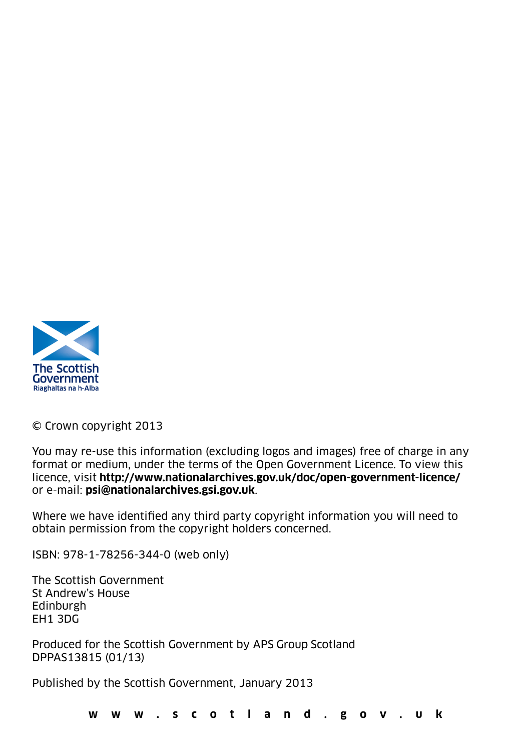The Scottish Government
Riaghaltas na h-Alba

© Crown copyright 2013

You may re-use this information (excluding logos and images) free of charge in any format or medium, under the terms of the Open Government Licence. To view this licence, visit **http://www.nationalarchives.gov.uk/doc/open-government-licence/** or e-mail: **psi@nationalarchives.gsi.gov.uk**.

Where we have identified any third party copyright information you will need to obtain permission from the copyright holders concerned.

ISBN: 978-1-78256-344-0 (web only)

The Scottish Government
St Andrew's House
Edinburgh
EH1 3DG

Produced for the Scottish Government by APS Group Scotland
DPPAS13815 (01/13)

Published by the Scottish Government, January 2013

**w w w . s c o t l a n d . g o v . u k**